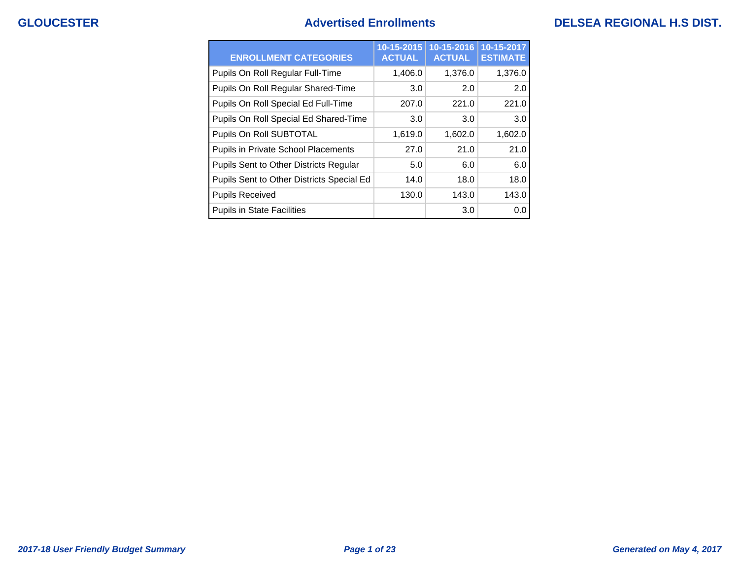# Advertised Enrollments

GLOUCESTER — DELSEA REGIONAL H.S DIST.

| ENROLLMENT CATEGORIES | 10-15-2015 ACTUAL | 10-15-2016 ACTUAL | 10-15-2017 ESTIMATE |
|---|---|---|---|
| Pupils On Roll Regular Full-Time | 1,406.0 | 1,376.0 | 1,376.0 |
| Pupils On Roll Regular Shared-Time | 3.0 | 2.0 | 2.0 |
| Pupils On Roll Special Ed Full-Time | 207.0 | 221.0 | 221.0 |
| Pupils On Roll Special Ed Shared-Time | 3.0 | 3.0 | 3.0 |
| Pupils On Roll SUBTOTAL | 1,619.0 | 1,602.0 | 1,602.0 |
| Pupils in Private School Placements | 27.0 | 21.0 | 21.0 |
| Pupils Sent to Other Districts Regular | 5.0 | 6.0 | 6.0 |
| Pupils Sent to Other Districts Special Ed | 14.0 | 18.0 | 18.0 |
| Pupils Received | 130.0 | 143.0 | 143.0 |
| Pupils in State Facilities | | 3.0 | 0.0 |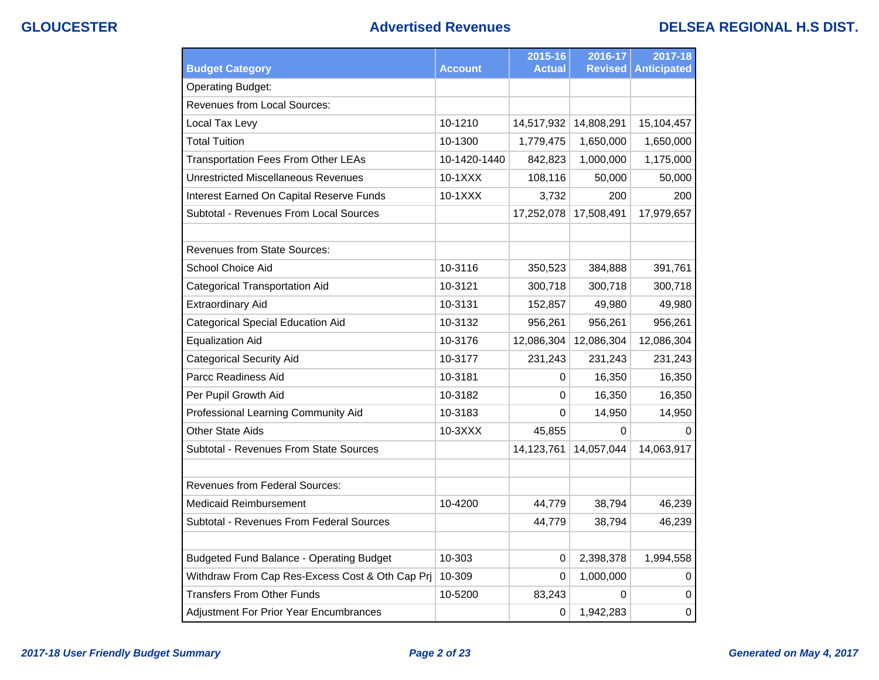| Budget Category | Account | 2015-16 Actual | 2016-17 Revised | 2017-18 Anticipated |
|---|---|---|---|---|
| Operating Budget: | | | | |
| Revenues from Local Sources: | | | | |
| Local Tax Levy | 10-1210 | 14,517,932 | 14,808,291 | 15,104,457 |
| Total Tuition | 10-1300 | 1,779,475 | 1,650,000 | 1,650,000 |
| Transportation Fees From Other LEAs | 10-1420-1440 | 842,823 | 1,000,000 | 1,175,000 |
| Unrestricted Miscellaneous Revenues | 10-1XXX | 108,116 | 50,000 | 50,000 |
| Interest Earned On Capital Reserve Funds | 10-1XXX | 3,732 | 200 | 200 |
| Subtotal - Revenues From Local Sources | | 17,252,078 | 17,508,491 | 17,979,657 |
| | | | | |
| Revenues from State Sources: | | | | |
| School Choice Aid | 10-3116 | 350,523 | 384,888 | 391,761 |
| Categorical Transportation Aid | 10-3121 | 300,718 | 300,718 | 300,718 |
| Extraordinary Aid | 10-3131 | 152,857 | 49,980 | 49,980 |
| Categorical Special Education Aid | 10-3132 | 956,261 | 956,261 | 956,261 |
| Equalization Aid | 10-3176 | 12,086,304 | 12,086,304 | 12,086,304 |
| Categorical Security Aid | 10-3177 | 231,243 | 231,243 | 231,243 |
| Parcc Readiness Aid | 10-3181 | 0 | 16,350 | 16,350 |
| Per Pupil Growth Aid | 10-3182 | 0 | 16,350 | 16,350 |
| Professional Learning Community Aid | 10-3183 | 0 | 14,950 | 14,950 |
| Other State Aids | 10-3XXX | 45,855 | 0 | 0 |
| Subtotal - Revenues From State Sources | | 14,123,761 | 14,057,044 | 14,063,917 |
| | | | | |
| Revenues from Federal Sources: | | | | |
| Medicaid Reimbursement | 10-4200 | 44,779 | 38,794 | 46,239 |
| Subtotal - Revenues From Federal Sources | | 44,779 | 38,794 | 46,239 |
| | | | | |
| Budgeted Fund Balance - Operating Budget | 10-303 | 0 | 2,398,378 | 1,994,558 |
| Withdraw From Cap Res-Excess Cost & Oth Cap Prj | 10-309 | 0 | 1,000,000 | 0 |
| Transfers From Other Funds | 10-5200 | 83,243 | 0 | 0 |
| Adjustment For Prior Year Encumbrances | | 0 | 1,942,283 | 0 |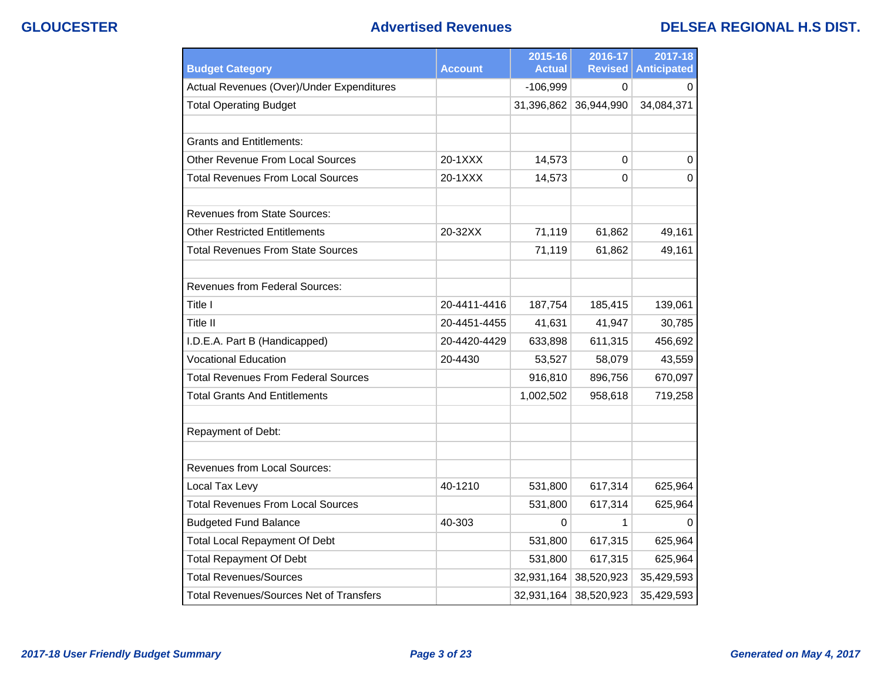# Advertised Revenues

GLOUCESTER — DELSEA REGIONAL H.S DIST.

| Budget Category | Account | 2015-16 Actual | 2016-17 Revised | 2017-18 Anticipated |
|---|---|---|---|---|
| Actual Revenues (Over)/Under Expenditures | | -106,999 | 0 | 0 |
| Total Operating Budget | | 31,396,862 | 36,944,990 | 34,084,371 |
| | | | | |
| Grants and Entitlements: | | | | |
| Other Revenue From Local Sources | 20-1XXX | 14,573 | 0 | 0 |
| Total Revenues From Local Sources | 20-1XXX | 14,573 | 0 | 0 |
| | | | | |
| Revenues from State Sources: | | | | |
| Other Restricted Entitlements | 20-32XX | 71,119 | 61,862 | 49,161 |
| Total Revenues From State Sources | | 71,119 | 61,862 | 49,161 |
| | | | | |
| Revenues from Federal Sources: | | | | |
| Title I | 20-4411-4416 | 187,754 | 185,415 | 139,061 |
| Title II | 20-4451-4455 | 41,631 | 41,947 | 30,785 |
| I.D.E.A. Part B (Handicapped) | 20-4420-4429 | 633,898 | 611,315 | 456,692 |
| Vocational Education | 20-4430 | 53,527 | 58,079 | 43,559 |
| Total Revenues From Federal Sources | | 916,810 | 896,756 | 670,097 |
| Total Grants And Entitlements | | 1,002,502 | 958,618 | 719,258 |
| | | | | |
| Repayment of Debt: | | | | |
| | | | | |
| Revenues from Local Sources: | | | | |
| Local Tax Levy | 40-1210 | 531,800 | 617,314 | 625,964 |
| Total Revenues From Local Sources | | 531,800 | 617,314 | 625,964 |
| Budgeted Fund Balance | 40-303 | 0 | 1 | 0 |
| Total Local Repayment Of Debt | | 531,800 | 617,315 | 625,964 |
| Total Repayment Of Debt | | 531,800 | 617,315 | 625,964 |
| Total Revenues/Sources | | 32,931,164 | 38,520,923 | 35,429,593 |
| Total Revenues/Sources Net of Transfers | | 32,931,164 | 38,520,923 | 35,429,593 |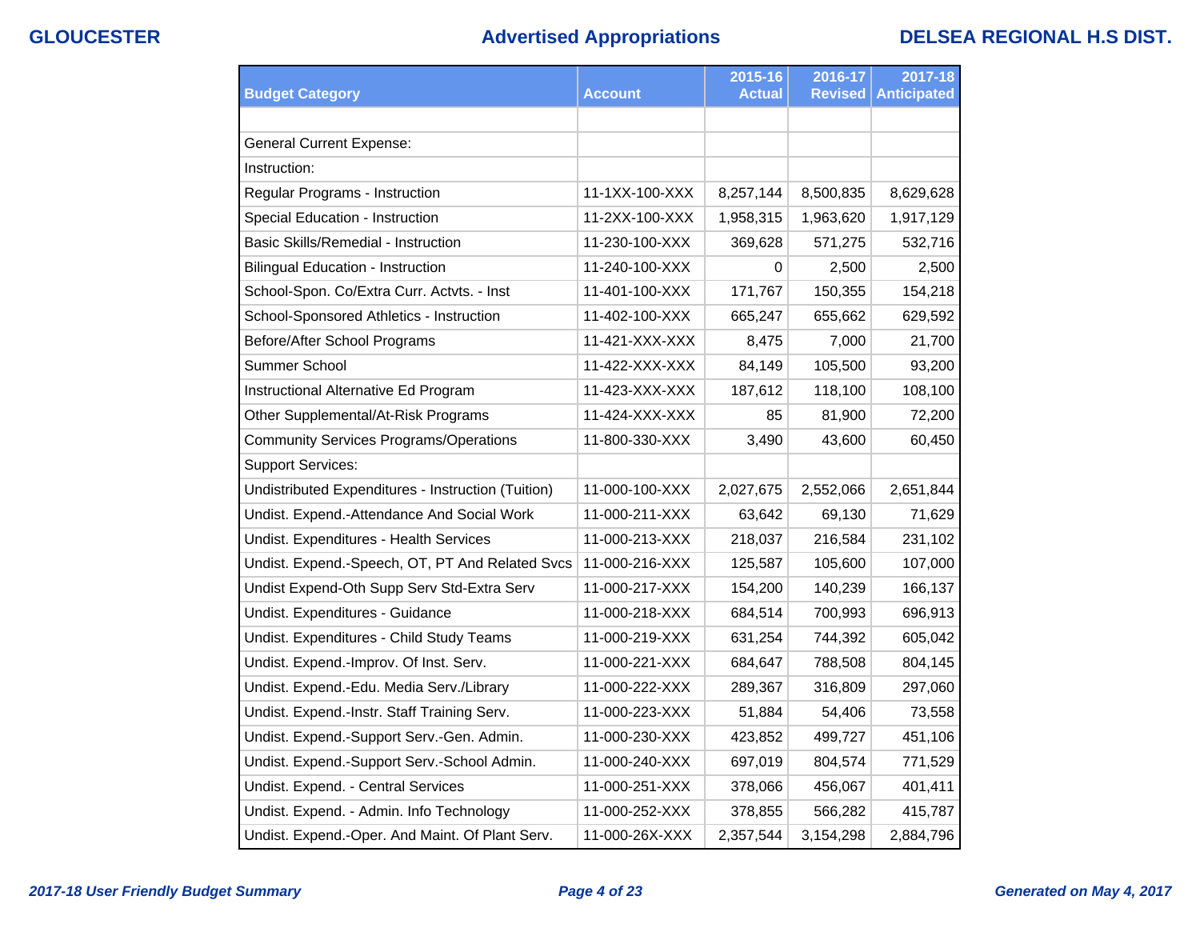| Budget Category | Account | 2015-16 Actual | 2016-17 Revised | 2017-18 Anticipated |
|---|---|---|---|---|
| | | | | |
| General Current Expense: | | | | |
| Instruction: | | | | |
| Regular Programs - Instruction | 11-1XX-100-XXX | 8,257,144 | 8,500,835 | 8,629,628 |
| Special Education - Instruction | 11-2XX-100-XXX | 1,958,315 | 1,963,620 | 1,917,129 |
| Basic Skills/Remedial - Instruction | 11-230-100-XXX | 369,628 | 571,275 | 532,716 |
| Bilingual Education - Instruction | 11-240-100-XXX | 0 | 2,500 | 2,500 |
| School-Spon. Co/Extra Curr. Actvts. - Inst | 11-401-100-XXX | 171,767 | 150,355 | 154,218 |
| School-Sponsored Athletics - Instruction | 11-402-100-XXX | 665,247 | 655,662 | 629,592 |
| Before/After School Programs | 11-421-XXX-XXX | 8,475 | 7,000 | 21,700 |
| Summer School | 11-422-XXX-XXX | 84,149 | 105,500 | 93,200 |
| Instructional Alternative Ed Program | 11-423-XXX-XXX | 187,612 | 118,100 | 108,100 |
| Other Supplemental/At-Risk Programs | 11-424-XXX-XXX | 85 | 81,900 | 72,200 |
| Community Services Programs/Operations | 11-800-330-XXX | 3,490 | 43,600 | 60,450 |
| Support Services: | | | | |
| Undistributed Expenditures - Instruction (Tuition) | 11-000-100-XXX | 2,027,675 | 2,552,066 | 2,651,844 |
| Undist. Expend.-Attendance And Social Work | 11-000-211-XXX | 63,642 | 69,130 | 71,629 |
| Undist. Expenditures - Health Services | 11-000-213-XXX | 218,037 | 216,584 | 231,102 |
| Undist. Expend.-Speech, OT, PT And Related Svcs | 11-000-216-XXX | 125,587 | 105,600 | 107,000 |
| Undist Expend-Oth Supp Serv Std-Extra Serv | 11-000-217-XXX | 154,200 | 140,239 | 166,137 |
| Undist. Expenditures - Guidance | 11-000-218-XXX | 684,514 | 700,993 | 696,913 |
| Undist. Expenditures - Child Study Teams | 11-000-219-XXX | 631,254 | 744,392 | 605,042 |
| Undist. Expend.-Improv. Of Inst. Serv. | 11-000-221-XXX | 684,647 | 788,508 | 804,145 |
| Undist. Expend.-Edu. Media Serv./Library | 11-000-222-XXX | 289,367 | 316,809 | 297,060 |
| Undist. Expend.-Instr. Staff Training Serv. | 11-000-223-XXX | 51,884 | 54,406 | 73,558 |
| Undist. Expend.-Support Serv.-Gen. Admin. | 11-000-230-XXX | 423,852 | 499,727 | 451,106 |
| Undist. Expend.-Support Serv.-School Admin. | 11-000-240-XXX | 697,019 | 804,574 | 771,529 |
| Undist. Expend. - Central Services | 11-000-251-XXX | 378,066 | 456,067 | 401,411 |
| Undist. Expend. - Admin. Info Technology | 11-000-252-XXX | 378,855 | 566,282 | 415,787 |
| Undist. Expend.-Oper. And Maint. Of Plant Serv. | 11-000-26X-XXX | 2,357,544 | 3,154,298 | 2,884,796 |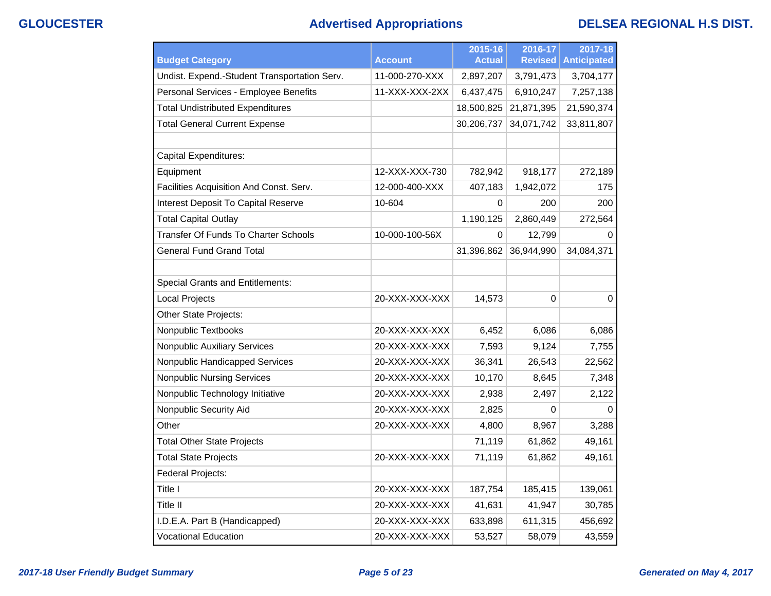| Budget Category | Account | 2015-16 Actual | 2016-17 Revised | 2017-18 Anticipated |
|---|---|---|---|---|
| Undist. Expend.-Student Transportation Serv. | 11-000-270-XXX | 2,897,207 | 3,791,473 | 3,704,177 |
| Personal Services - Employee Benefits | 11-XXX-XXX-2XX | 6,437,475 | 6,910,247 | 7,257,138 |
| Total Undistributed Expenditures | | 18,500,825 | 21,871,395 | 21,590,374 |
| Total General Current Expense | | 30,206,737 | 34,071,742 | 33,811,807 |
| | | | | |
| Capital Expenditures: | | | | |
| Equipment | 12-XXX-XXX-730 | 782,942 | 918,177 | 272,189 |
| Facilities Acquisition And Const. Serv. | 12-000-400-XXX | 407,183 | 1,942,072 | 175 |
| Interest Deposit To Capital Reserve | 10-604 | 0 | 200 | 200 |
| Total Capital Outlay | | 1,190,125 | 2,860,449 | 272,564 |
| Transfer Of Funds To Charter Schools | 10-000-100-56X | 0 | 12,799 | 0 |
| General Fund Grand Total | | 31,396,862 | 36,944,990 | 34,084,371 |
| | | | | |
| Special Grants and Entitlements: | | | | |
| Local Projects | 20-XXX-XXX-XXX | 14,573 | 0 | 0 |
| Other State Projects: | | | | |
| Nonpublic Textbooks | 20-XXX-XXX-XXX | 6,452 | 6,086 | 6,086 |
| Nonpublic Auxiliary Services | 20-XXX-XXX-XXX | 7,593 | 9,124 | 7,755 |
| Nonpublic Handicapped Services | 20-XXX-XXX-XXX | 36,341 | 26,543 | 22,562 |
| Nonpublic Nursing Services | 20-XXX-XXX-XXX | 10,170 | 8,645 | 7,348 |
| Nonpublic Technology Initiative | 20-XXX-XXX-XXX | 2,938 | 2,497 | 2,122 |
| Nonpublic Security Aid | 20-XXX-XXX-XXX | 2,825 | 0 | 0 |
| Other | 20-XXX-XXX-XXX | 4,800 | 8,967 | 3,288 |
| Total Other State Projects | | 71,119 | 61,862 | 49,161 |
| Total State Projects | 20-XXX-XXX-XXX | 71,119 | 61,862 | 49,161 |
| Federal Projects: | | | | |
| Title I | 20-XXX-XXX-XXX | 187,754 | 185,415 | 139,061 |
| Title II | 20-XXX-XXX-XXX | 41,631 | 41,947 | 30,785 |
| I.D.E.A. Part B (Handicapped) | 20-XXX-XXX-XXX | 633,898 | 611,315 | 456,692 |
| Vocational Education | 20-XXX-XXX-XXX | 53,527 | 58,079 | 43,559 |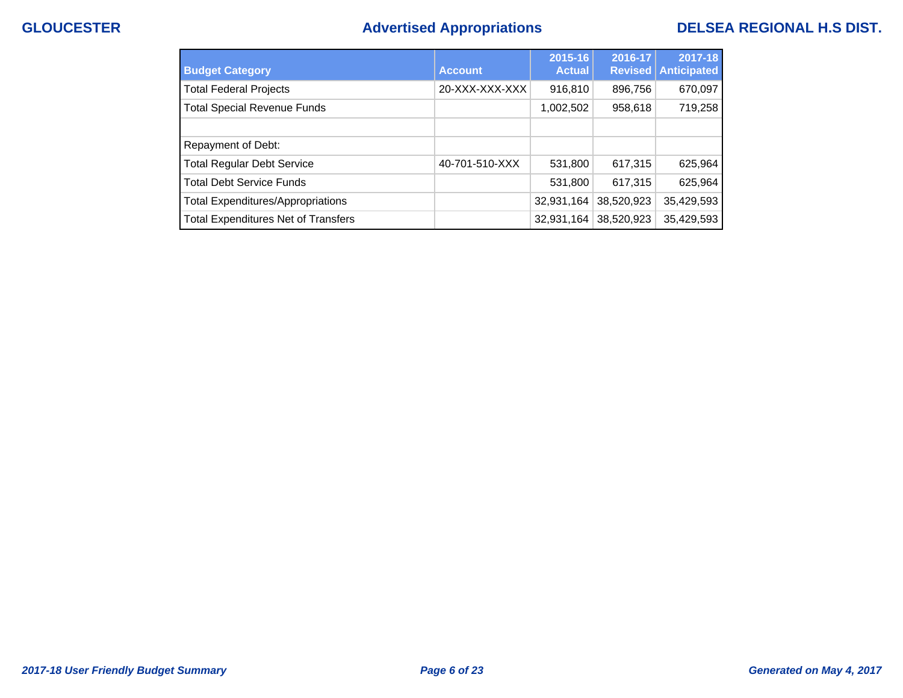| Budget Category | Account | 2015-16 Actual | 2016-17 Revised | 2017-18 Anticipated |
| --- | --- | --- | --- | --- |
| Total Federal Projects | 20-XXX-XXX-XXX | 916,810 | 896,756 | 670,097 |
| Total Special Revenue Funds | | 1,002,502 | 958,618 | 719,258 |
| | | | | |
| Repayment of Debt: | | | | |
| Total Regular Debt Service | 40-701-510-XXX | 531,800 | 617,315 | 625,964 |
| Total Debt Service Funds | | 531,800 | 617,315 | 625,964 |
| Total Expenditures/Appropriations | | 32,931,164 | 38,520,923 | 35,429,593 |
| Total Expenditures Net of Transfers | | 32,931,164 | 38,520,923 | 35,429,593 |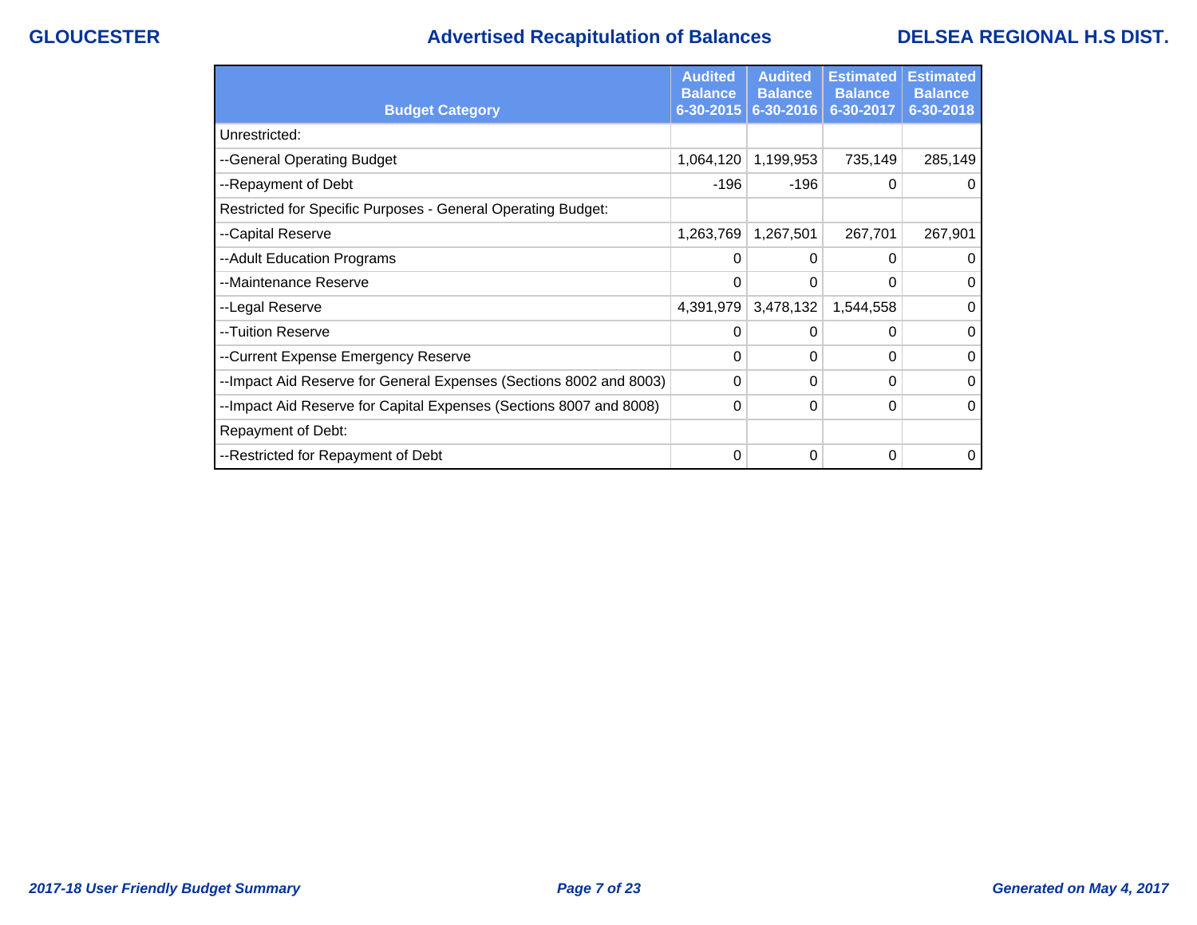# Advertised Recapitulation of Balances

GLOUCESTER — DELSEA REGIONAL H.S DIST.

| Budget Category | Audited Balance 6-30-2015 | Audited Balance 6-30-2016 | Estimated Balance 6-30-2017 | Estimated Balance 6-30-2018 |
|---|---|---|---|---|
| Unrestricted: | | | | |
| --General Operating Budget | 1,064,120 | 1,199,953 | 735,149 | 285,149 |
| --Repayment of Debt | -196 | -196 | 0 | 0 |
| Restricted for Specific Purposes - General Operating Budget: | | | | |
| --Capital Reserve | 1,263,769 | 1,267,501 | 267,701 | 267,901 |
| --Adult Education Programs | 0 | 0 | 0 | 0 |
| --Maintenance Reserve | 0 | 0 | 0 | 0 |
| --Legal Reserve | 4,391,979 | 3,478,132 | 1,544,558 | 0 |
| --Tuition Reserve | 0 | 0 | 0 | 0 |
| --Current Expense Emergency Reserve | 0 | 0 | 0 | 0 |
| --Impact Aid Reserve for General Expenses (Sections 8002 and 8003) | 0 | 0 | 0 | 0 |
| --Impact Aid Reserve for Capital Expenses (Sections 8007 and 8008) | 0 | 0 | 0 | 0 |
| Repayment of Debt: | | | | |
| --Restricted for Repayment of Debt | 0 | 0 | 0 | 0 |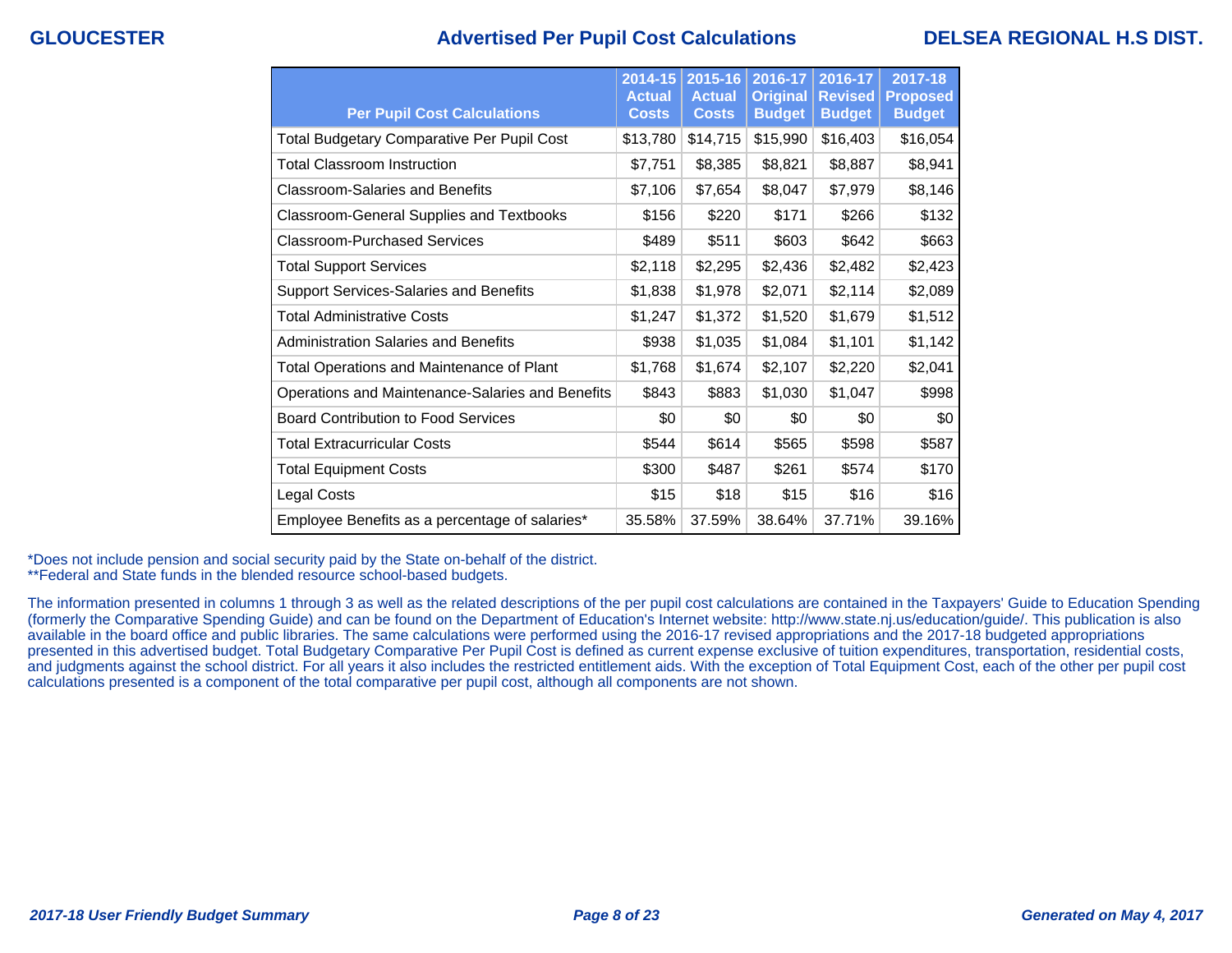GLOUCESTER

# Advertised Per Pupil Cost Calculations

DELSEA REGIONAL H.S DIST.

| Per Pupil Cost Calculations | 2014-15 Actual Costs | 2015-16 Actual Costs | 2016-17 Original Budget | 2016-17 Revised Budget | 2017-18 Proposed Budget |
|---|---|---|---|---|---|
| Total Budgetary Comparative Per Pupil Cost | $13,780 | $14,715 | $15,990 | $16,403 | $16,054 |
| Total Classroom Instruction | $7,751 | $8,385 | $8,821 | $8,887 | $8,941 |
| Classroom-Salaries and Benefits | $7,106 | $7,654 | $8,047 | $7,979 | $8,146 |
| Classroom-General Supplies and Textbooks | $156 | $220 | $171 | $266 | $132 |
| Classroom-Purchased Services | $489 | $511 | $603 | $642 | $663 |
| Total Support Services | $2,118 | $2,295 | $2,436 | $2,482 | $2,423 |
| Support Services-Salaries and Benefits | $1,838 | $1,978 | $2,071 | $2,114 | $2,089 |
| Total Administrative Costs | $1,247 | $1,372 | $1,520 | $1,679 | $1,512 |
| Administration Salaries and Benefits | $938 | $1,035 | $1,084 | $1,101 | $1,142 |
| Total Operations and Maintenance of Plant | $1,768 | $1,674 | $2,107 | $2,220 | $2,041 |
| Operations and Maintenance-Salaries and Benefits | $843 | $883 | $1,030 | $1,047 | $998 |
| Board Contribution to Food Services | $0 | $0 | $0 | $0 | $0 |
| Total Extracurricular Costs | $544 | $614 | $565 | $598 | $587 |
| Total Equipment Costs | $300 | $487 | $261 | $574 | $170 |
| Legal Costs | $15 | $18 | $15 | $16 | $16 |
| Employee Benefits as a percentage of salaries* | 35.58% | 37.59% | 38.64% | 37.71% | 39.16% |

*Does not include pension and social security paid by the State on-behalf of the district.
**Federal and State funds in the blended resource school-based budgets.

The information presented in columns 1 through 3 as well as the related descriptions of the per pupil cost calculations are contained in the Taxpayers' Guide to Education Spending (formerly the Comparative Spending Guide) and can be found on the Department of Education's Internet website: http://www.state.nj.us/education/guide/. This publication is also available in the board office and public libraries. The same calculations were performed using the 2016-17 revised appropriations and the 2017-18 budgeted appropriations presented in this advertised budget. Total Budgetary Comparative Per Pupil Cost is defined as current expense exclusive of tuition expenditures, transportation, residential costs, and judgments against the school district. For all years it also includes the restricted entitlement aids. With the exception of Total Equipment Cost, each of the other per pupil cost calculations presented is a component of the total comparative per pupil cost, although all components are not shown.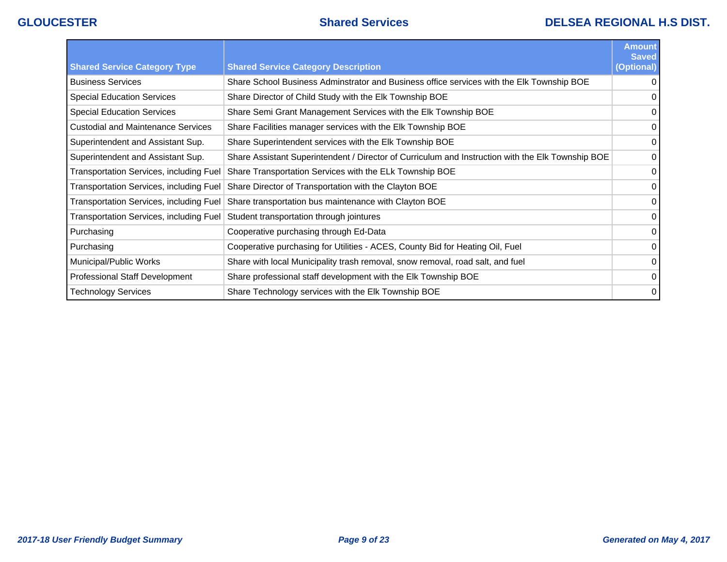| Shared Service Category Type | Shared Service Category Description | Amount Saved (Optional) |
| --- | --- | --- |
| Business Services | Share School Business Adminstrator and Business office services with the Elk Township BOE | 0 |
| Special Education Services | Share Director of Child Study with the Elk Township BOE | 0 |
| Special Education Services | Share Semi Grant Management Services with the Elk Township BOE | 0 |
| Custodial and Maintenance Services | Share Facilities manager services with the Elk Township BOE | 0 |
| Superintendent and Assistant Sup. | Share Superintendent services with the Elk Township BOE | 0 |
| Superintendent and Assistant Sup. | Share Assistant Superintendent / Director of Curriculum and Instruction with the Elk Township BOE | 0 |
| Transportation Services, including Fuel | Share Transportation Services with the ELk Township BOE | 0 |
| Transportation Services, including Fuel | Share Director of Transportation with the Clayton BOE | 0 |
| Transportation Services, including Fuel | Share transportation bus maintenance with Clayton BOE | 0 |
| Transportation Services, including Fuel | Student transportation through jointures | 0 |
| Purchasing | Cooperative purchasing through Ed-Data | 0 |
| Purchasing | Cooperative purchasing for Utilities - ACES, County Bid for Heating Oil, Fuel | 0 |
| Municipal/Public Works | Share with local Municipality trash removal, snow removal, road salt, and fuel | 0 |
| Professional Staff Development | Share professional staff development with the Elk Township BOE | 0 |
| Technology Services | Share Technology services with the Elk Township BOE | 0 |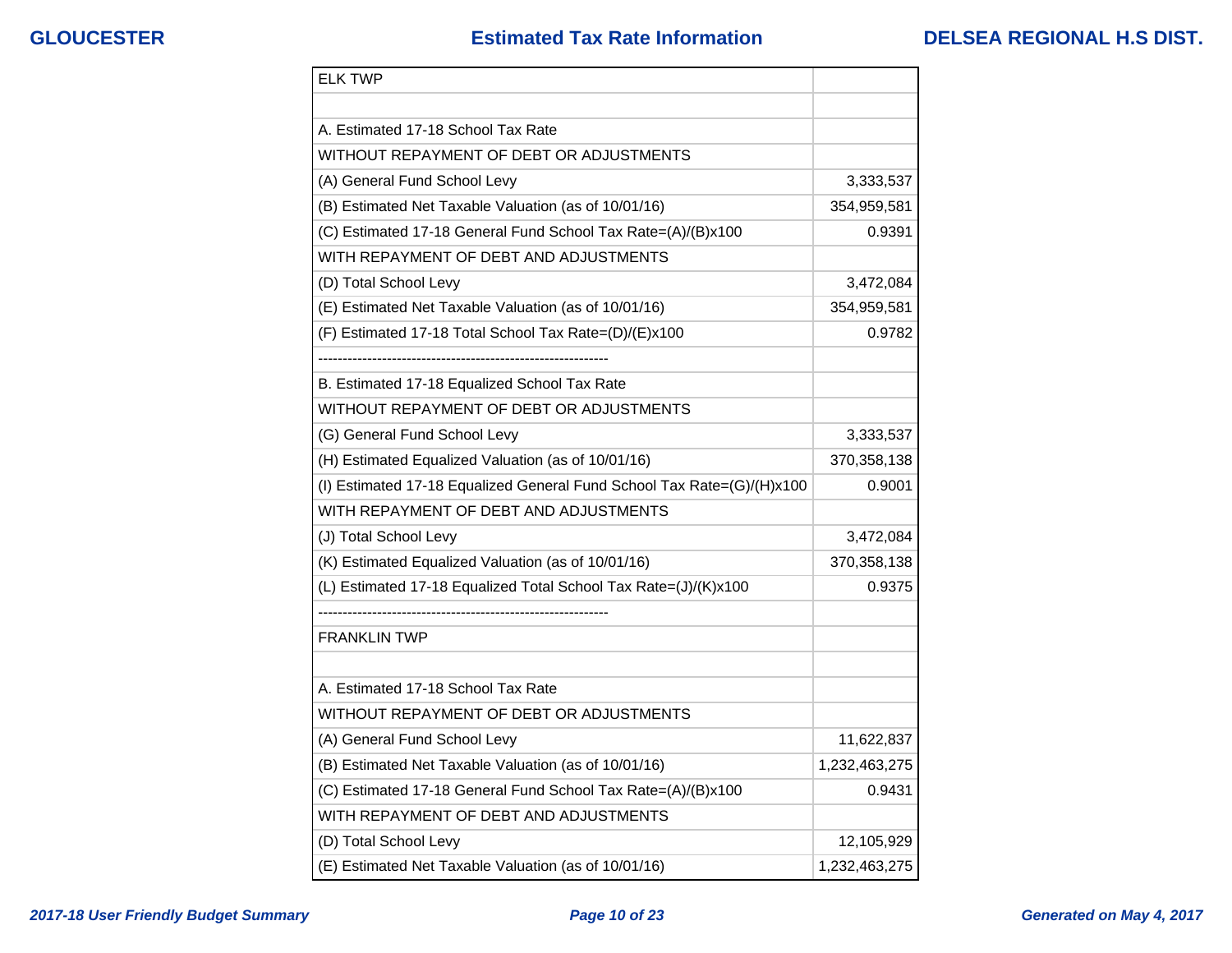| ELK TWP | |
|---|---|
| | |
| A. Estimated 17-18 School Tax Rate | |
| WITHOUT REPAYMENT OF DEBT OR ADJUSTMENTS | |
| (A) General Fund School Levy | 3,333,537 |
| (B) Estimated Net Taxable Valuation (as of 10/01/16) | 354,959,581 |
| (C) Estimated 17-18 General Fund School Tax Rate=(A)/(B)x100 | 0.9391 |
| WITH REPAYMENT OF DEBT AND ADJUSTMENTS | |
| (D) Total School Levy | 3,472,084 |
| (E) Estimated Net Taxable Valuation (as of 10/01/16) | 354,959,581 |
| (F) Estimated 17-18 Total School Tax Rate=(D)/(E)x100 | 0.9782 |
| ----------------------------------------------------------- | |
| B. Estimated 17-18 Equalized School Tax Rate | |
| WITHOUT REPAYMENT OF DEBT OR ADJUSTMENTS | |
| (G) General Fund School Levy | 3,333,537 |
| (H) Estimated Equalized Valuation (as of 10/01/16) | 370,358,138 |
| (I) Estimated 17-18 Equalized General Fund School Tax Rate=(G)/(H)x100 | 0.9001 |
| WITH REPAYMENT OF DEBT AND ADJUSTMENTS | |
| (J) Total School Levy | 3,472,084 |
| (K) Estimated Equalized Valuation (as of 10/01/16) | 370,358,138 |
| (L) Estimated 17-18 Equalized Total School Tax Rate=(J)/(K)x100 | 0.9375 |
| ----------------------------------------------------------- | |
| FRANKLIN TWP | |
| | |
| A. Estimated 17-18 School Tax Rate | |
| WITHOUT REPAYMENT OF DEBT OR ADJUSTMENTS | |
| (A) General Fund School Levy | 11,622,837 |
| (B) Estimated Net Taxable Valuation (as of 10/01/16) | 1,232,463,275 |
| (C) Estimated 17-18 General Fund School Tax Rate=(A)/(B)x100 | 0.9431 |
| WITH REPAYMENT OF DEBT AND ADJUSTMENTS | |
| (D) Total School Levy | 12,105,929 |
| (E) Estimated Net Taxable Valuation (as of 10/01/16) | 1,232,463,275 |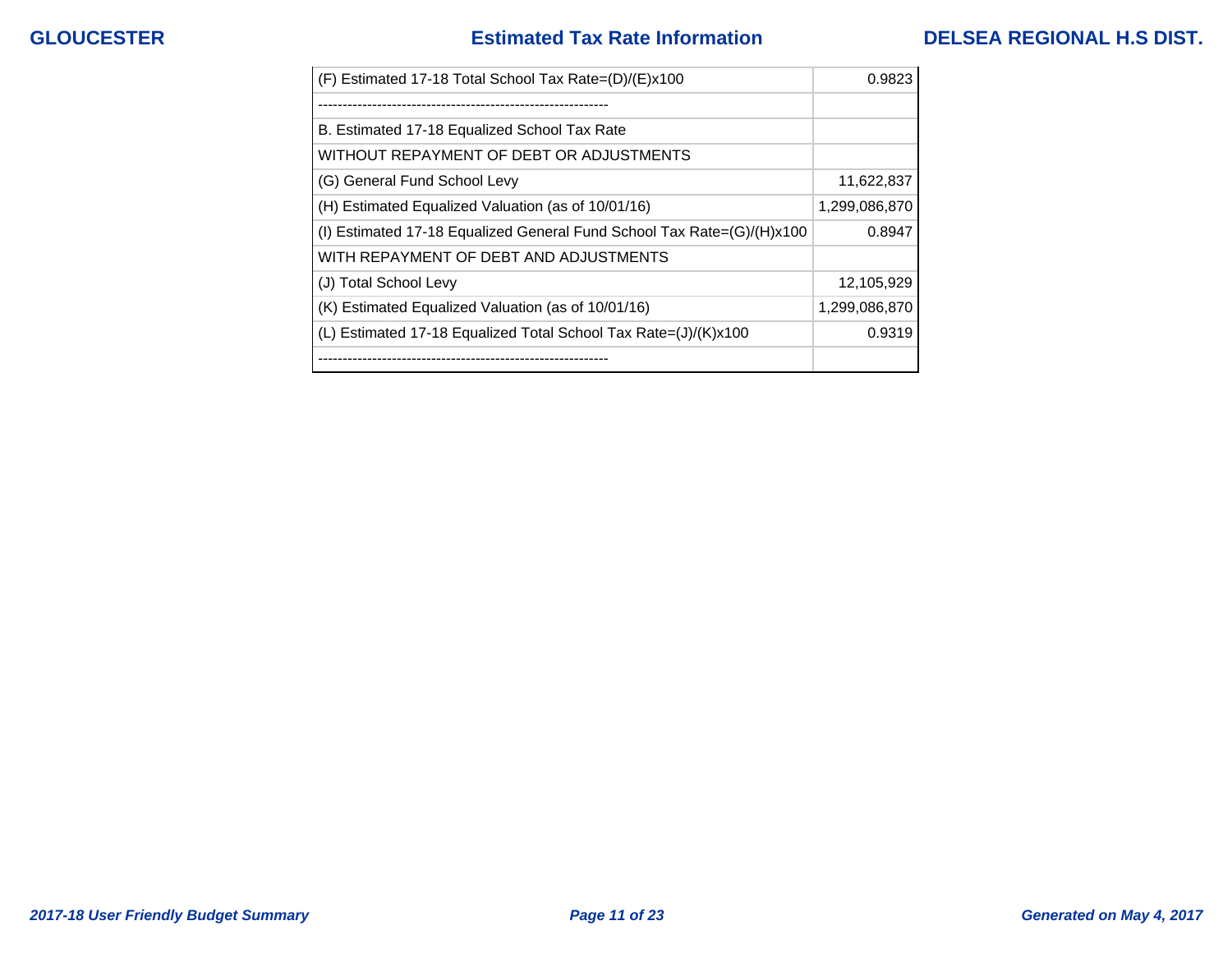| | |
|---|---|
| (F) Estimated 17-18 Total School Tax Rate=(D)/(E)x100 | 0.9823 |
| ----------------------------------------------------------- | |
| B. Estimated 17-18 Equalized School Tax Rate | |
| WITHOUT REPAYMENT OF DEBT OR ADJUSTMENTS | |
| (G) General Fund School Levy | 11,622,837 |
| (H) Estimated Equalized Valuation (as of 10/01/16) | 1,299,086,870 |
| (I) Estimated 17-18 Equalized General Fund School Tax Rate=(G)/(H)x100 | 0.8947 |
| WITH REPAYMENT OF DEBT AND ADJUSTMENTS | |
| (J) Total School Levy | 12,105,929 |
| (K) Estimated Equalized Valuation (as of 10/01/16) | 1,299,086,870 |
| (L) Estimated 17-18 Equalized Total School Tax Rate=(J)/(K)x100 | 0.9319 |
| ----------------------------------------------------------- | |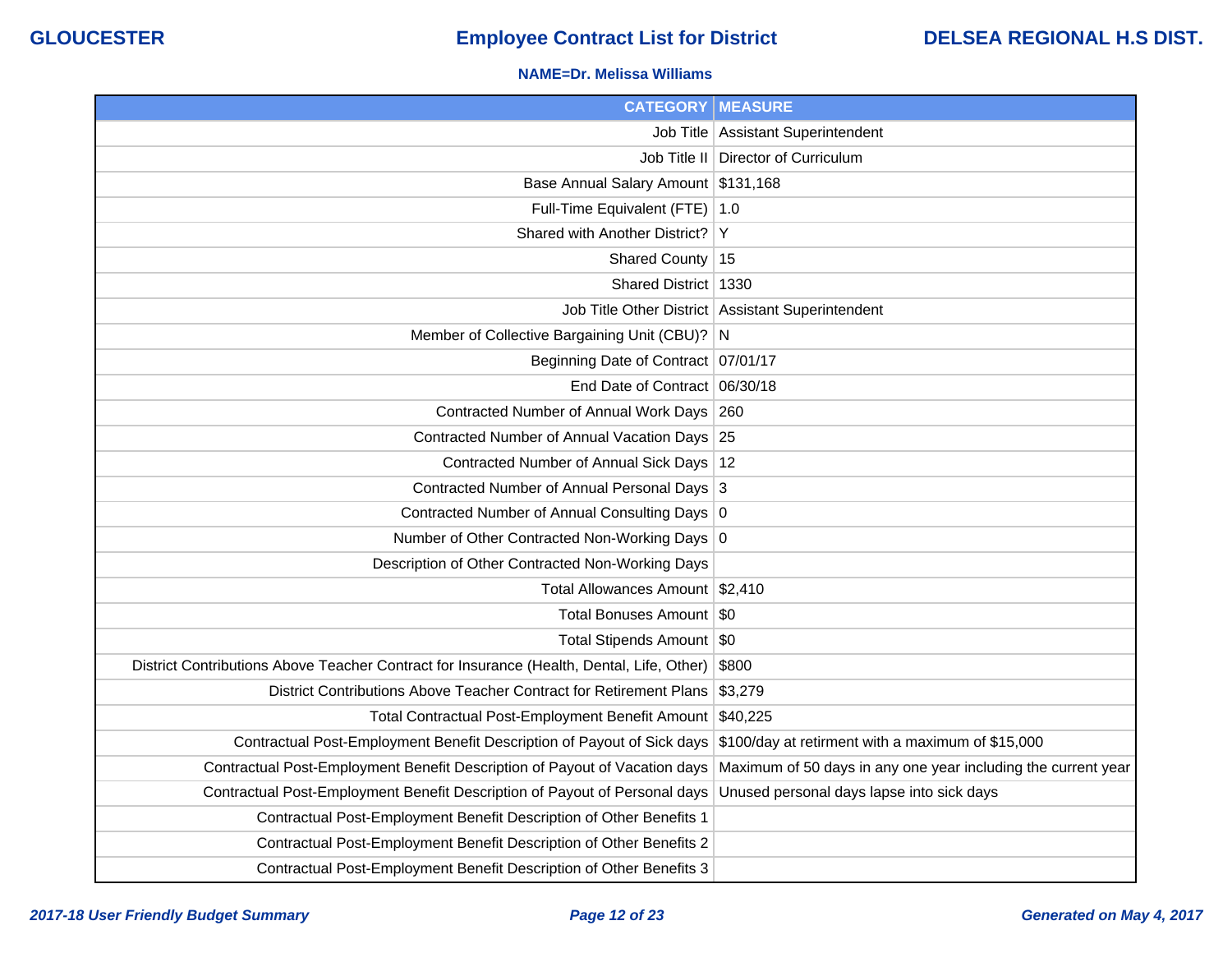**GLOUCESTER** | **Employee Contract List for District** | **DELSEA REGIONAL H.S DIST.**

**NAME=Dr. Melissa Williams**

| CATEGORY | MEASURE |
|---|---|
| Job Title | Assistant Superintendent |
| Job Title II | Director of Curriculum |
| Base Annual Salary Amount | $131,168 |
| Full-Time Equivalent (FTE) | 1.0 |
| Shared with Another District? | Y |
| Shared County | 15 |
| Shared District | 1330 |
| Job Title Other District | Assistant Superintendent |
| Member of Collective Bargaining Unit (CBU)? | N |
| Beginning Date of Contract | 07/01/17 |
| End Date of Contract | 06/30/18 |
| Contracted Number of Annual Work Days | 260 |
| Contracted Number of Annual Vacation Days | 25 |
| Contracted Number of Annual Sick Days | 12 |
| Contracted Number of Annual Personal Days | 3 |
| Contracted Number of Annual Consulting Days | 0 |
| Number of Other Contracted Non-Working Days | 0 |
| Description of Other Contracted Non-Working Days | |
| Total Allowances Amount | $2,410 |
| Total Bonuses Amount | $0 |
| Total Stipends Amount | $0 |
| District Contributions Above Teacher Contract for Insurance (Health, Dental, Life, Other) | $800 |
| District Contributions Above Teacher Contract for Retirement Plans | $3,279 |
| Total Contractual Post-Employment Benefit Amount | $40,225 |
| Contractual Post-Employment Benefit Description of Payout of Sick days | $100/day at retirment with a maximum of $15,000 |
| Contractual Post-Employment Benefit Description of Payout of Vacation days | Maximum of 50 days in any one year including the current year |
| Contractual Post-Employment Benefit Description of Payout of Personal days | Unused personal days lapse into sick days |
| Contractual Post-Employment Benefit Description of Other Benefits 1 | |
| Contractual Post-Employment Benefit Description of Other Benefits 2 | |
| Contractual Post-Employment Benefit Description of Other Benefits 3 | |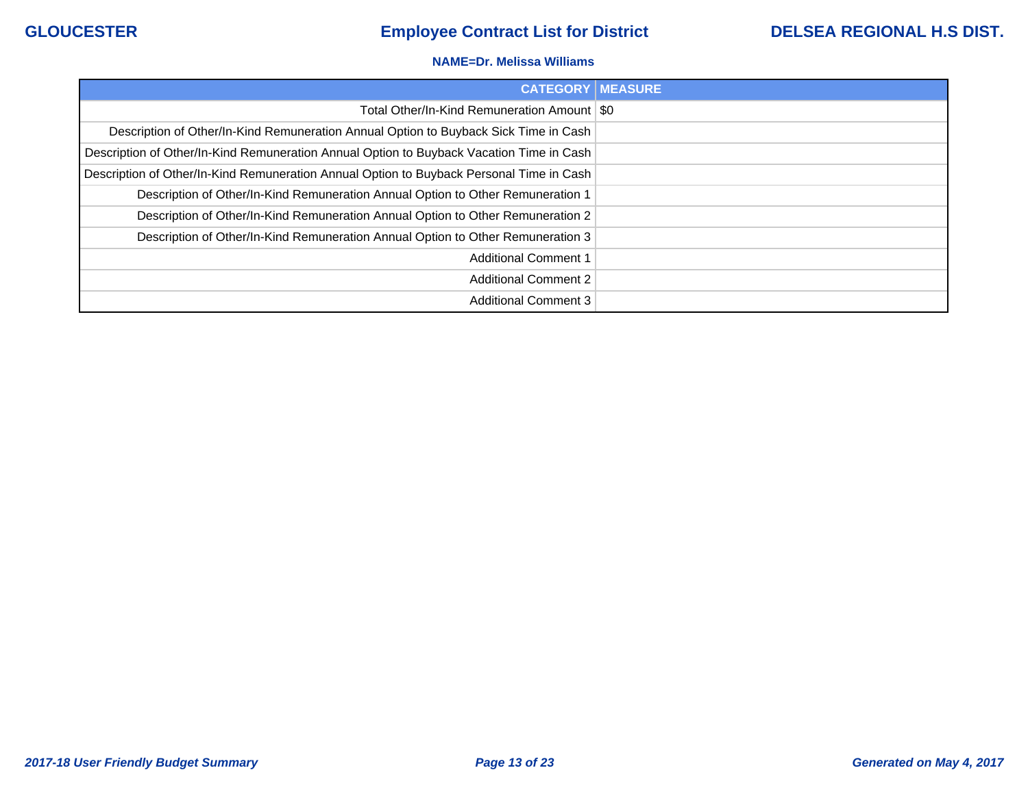GLOUCESTER | **Employee Contract List for District** | DELSEA REGIONAL H.S DIST.

**NAME=Dr. Melissa Williams**

| CATEGORY | MEASURE |
|---|---|
| Total Other/In-Kind Remuneration Amount | $0 |
| Description of Other/In-Kind Remuneration Annual Option to Buyback Sick Time in Cash | |
| Description of Other/In-Kind Remuneration Annual Option to Buyback Vacation Time in Cash | |
| Description of Other/In-Kind Remuneration Annual Option to Buyback Personal Time in Cash | |
| Description of Other/In-Kind Remuneration Annual Option to Other Remuneration 1 | |
| Description of Other/In-Kind Remuneration Annual Option to Other Remuneration 2 | |
| Description of Other/In-Kind Remuneration Annual Option to Other Remuneration 3 | |
| Additional Comment 1 | |
| Additional Comment 2 | |
| Additional Comment 3 | |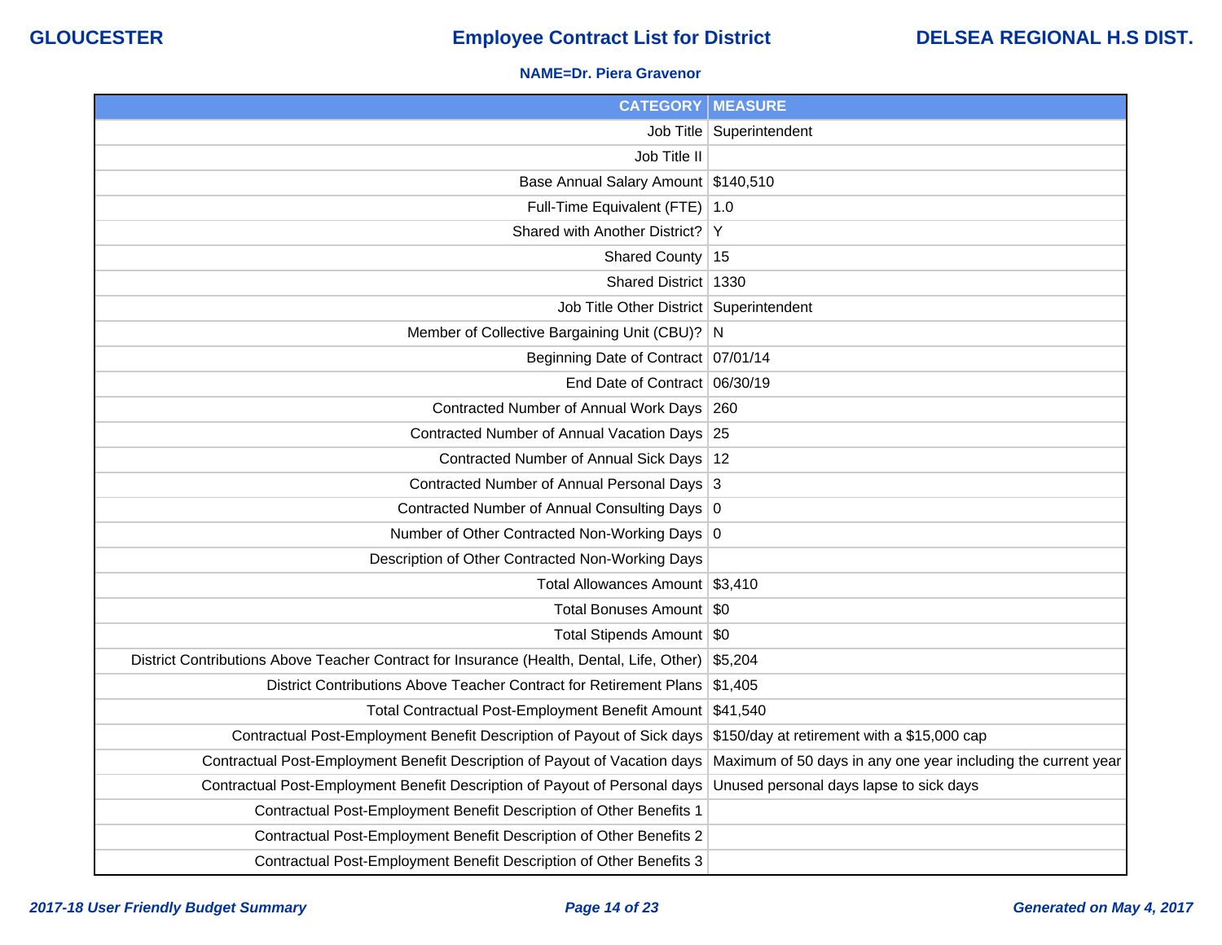GLOUCESTER

# Employee Contract List for District

DELSEA REGIONAL H.S DIST.

**NAME=Dr. Piera Gravenor**

| CATEGORY | MEASURE |
|---|---|
| Job Title | Superintendent |
| Job Title II | |
| Base Annual Salary Amount | $140,510 |
| Full-Time Equivalent (FTE) | 1.0 |
| Shared with Another District? | Y |
| Shared County | 15 |
| Shared District | 1330 |
| Job Title Other District | Superintendent |
| Member of Collective Bargaining Unit (CBU)? | N |
| Beginning Date of Contract | 07/01/14 |
| End Date of Contract | 06/30/19 |
| Contracted Number of Annual Work Days | 260 |
| Contracted Number of Annual Vacation Days | 25 |
| Contracted Number of Annual Sick Days | 12 |
| Contracted Number of Annual Personal Days | 3 |
| Contracted Number of Annual Consulting Days | 0 |
| Number of Other Contracted Non-Working Days | 0 |
| Description of Other Contracted Non-Working Days | |
| Total Allowances Amount | $3,410 |
| Total Bonuses Amount | $0 |
| Total Stipends Amount | $0 |
| District Contributions Above Teacher Contract for Insurance (Health, Dental, Life, Other) | $5,204 |
| District Contributions Above Teacher Contract for Retirement Plans | $1,405 |
| Total Contractual Post-Employment Benefit Amount | $41,540 |
| Contractual Post-Employment Benefit Description of Payout of Sick days | $150/day at retirement with a $15,000 cap |
| Contractual Post-Employment Benefit Description of Payout of Vacation days | Maximum of 50 days in any one year including the current year |
| Contractual Post-Employment Benefit Description of Payout of Personal days | Unused personal days lapse to sick days |
| Contractual Post-Employment Benefit Description of Other Benefits 1 | |
| Contractual Post-Employment Benefit Description of Other Benefits 2 | |
| Contractual Post-Employment Benefit Description of Other Benefits 3 | |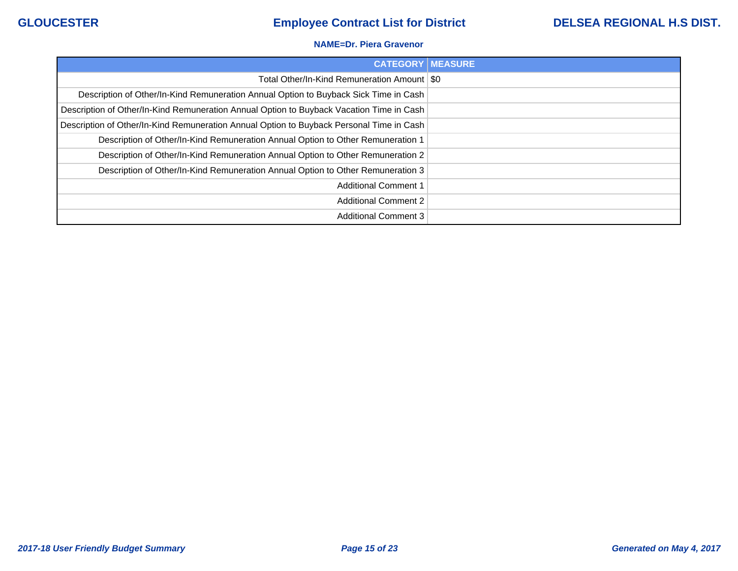GLOUCESTER

# Employee Contract List for District

DELSEA REGIONAL H.S DIST.

**NAME=Dr. Piera Gravenor**

| CATEGORY | MEASURE |
|---|---|
| Total Other/In-Kind Remuneration Amount | $0 |
| Description of Other/In-Kind Remuneration Annual Option to Buyback Sick Time in Cash | |
| Description of Other/In-Kind Remuneration Annual Option to Buyback Vacation Time in Cash | |
| Description of Other/In-Kind Remuneration Annual Option to Buyback Personal Time in Cash | |
| Description of Other/In-Kind Remuneration Annual Option to Other Remuneration 1 | |
| Description of Other/In-Kind Remuneration Annual Option to Other Remuneration 2 | |
| Description of Other/In-Kind Remuneration Annual Option to Other Remuneration 3 | |
| Additional Comment 1 | |
| Additional Comment 2 | |
| Additional Comment 3 | |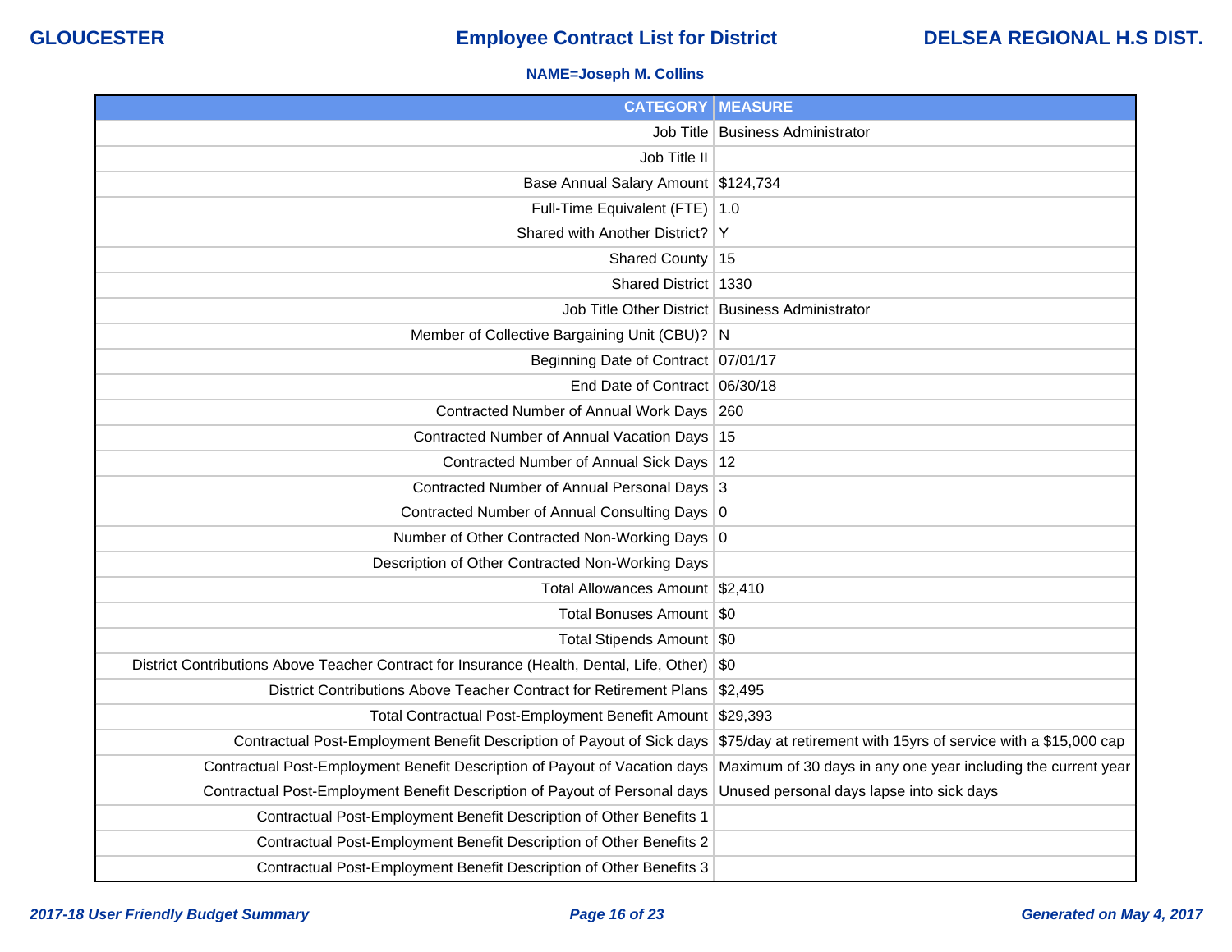# Employee Contract List for District

**GLOUCESTER** | **DELSEA REGIONAL H.S DIST.**

**NAME=Joseph M. Collins**

| CATEGORY | MEASURE |
|---|---|
| Job Title | Business Administrator |
| Job Title II | |
| Base Annual Salary Amount | $124,734 |
| Full-Time Equivalent (FTE) | 1.0 |
| Shared with Another District? | Y |
| Shared County | 15 |
| Shared District | 1330 |
| Job Title Other District | Business Administrator |
| Member of Collective Bargaining Unit (CBU)? | N |
| Beginning Date of Contract | 07/01/17 |
| End Date of Contract | 06/30/18 |
| Contracted Number of Annual Work Days | 260 |
| Contracted Number of Annual Vacation Days | 15 |
| Contracted Number of Annual Sick Days | 12 |
| Contracted Number of Annual Personal Days | 3 |
| Contracted Number of Annual Consulting Days | 0 |
| Number of Other Contracted Non-Working Days | 0 |
| Description of Other Contracted Non-Working Days | |
| Total Allowances Amount | $2,410 |
| Total Bonuses Amount | $0 |
| Total Stipends Amount | $0 |
| District Contributions Above Teacher Contract for Insurance (Health, Dental, Life, Other) | $0 |
| District Contributions Above Teacher Contract for Retirement Plans | $2,495 |
| Total Contractual Post-Employment Benefit Amount | $29,393 |
| Contractual Post-Employment Benefit Description of Payout of Sick days | $75/day at retirement with 15yrs of service with a $15,000 cap |
| Contractual Post-Employment Benefit Description of Payout of Vacation days | Maximum of 30 days in any one year including the current year |
| Contractual Post-Employment Benefit Description of Payout of Personal days | Unused personal days lapse into sick days |
| Contractual Post-Employment Benefit Description of Other Benefits 1 | |
| Contractual Post-Employment Benefit Description of Other Benefits 2 | |
| Contractual Post-Employment Benefit Description of Other Benefits 3 | |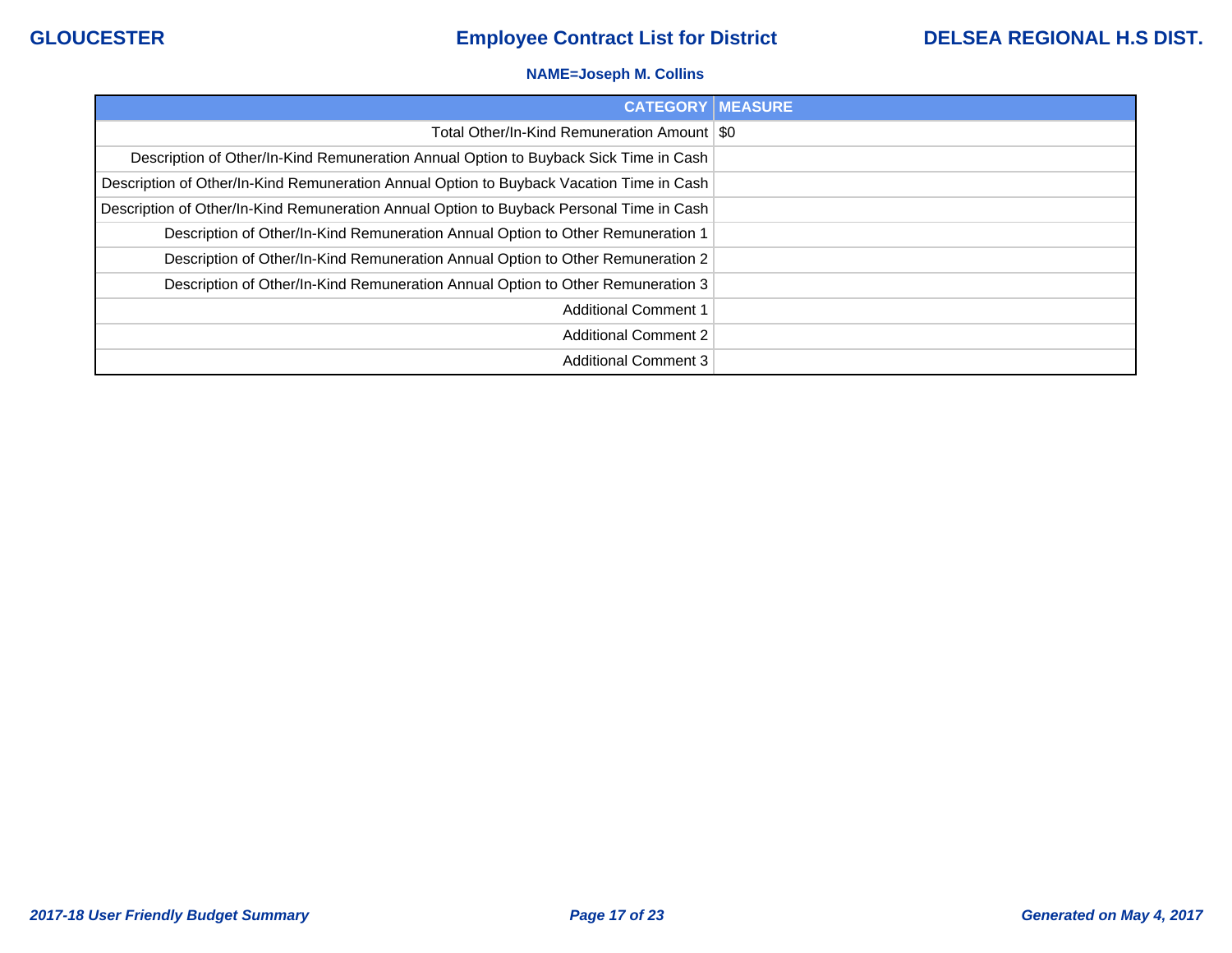**NAME=Joseph M. Collins**

| CATEGORY | MEASURE |
| --- | --- |
| Total Other/In-Kind Remuneration Amount | $0 |
| Description of Other/In-Kind Remuneration Annual Option to Buyback Sick Time in Cash | |
| Description of Other/In-Kind Remuneration Annual Option to Buyback Vacation Time in Cash | |
| Description of Other/In-Kind Remuneration Annual Option to Buyback Personal Time in Cash | |
| Description of Other/In-Kind Remuneration Annual Option to Other Remuneration 1 | |
| Description of Other/In-Kind Remuneration Annual Option to Other Remuneration 2 | |
| Description of Other/In-Kind Remuneration Annual Option to Other Remuneration 3 | |
| Additional Comment 1 | |
| Additional Comment 2 | |
| Additional Comment 3 | |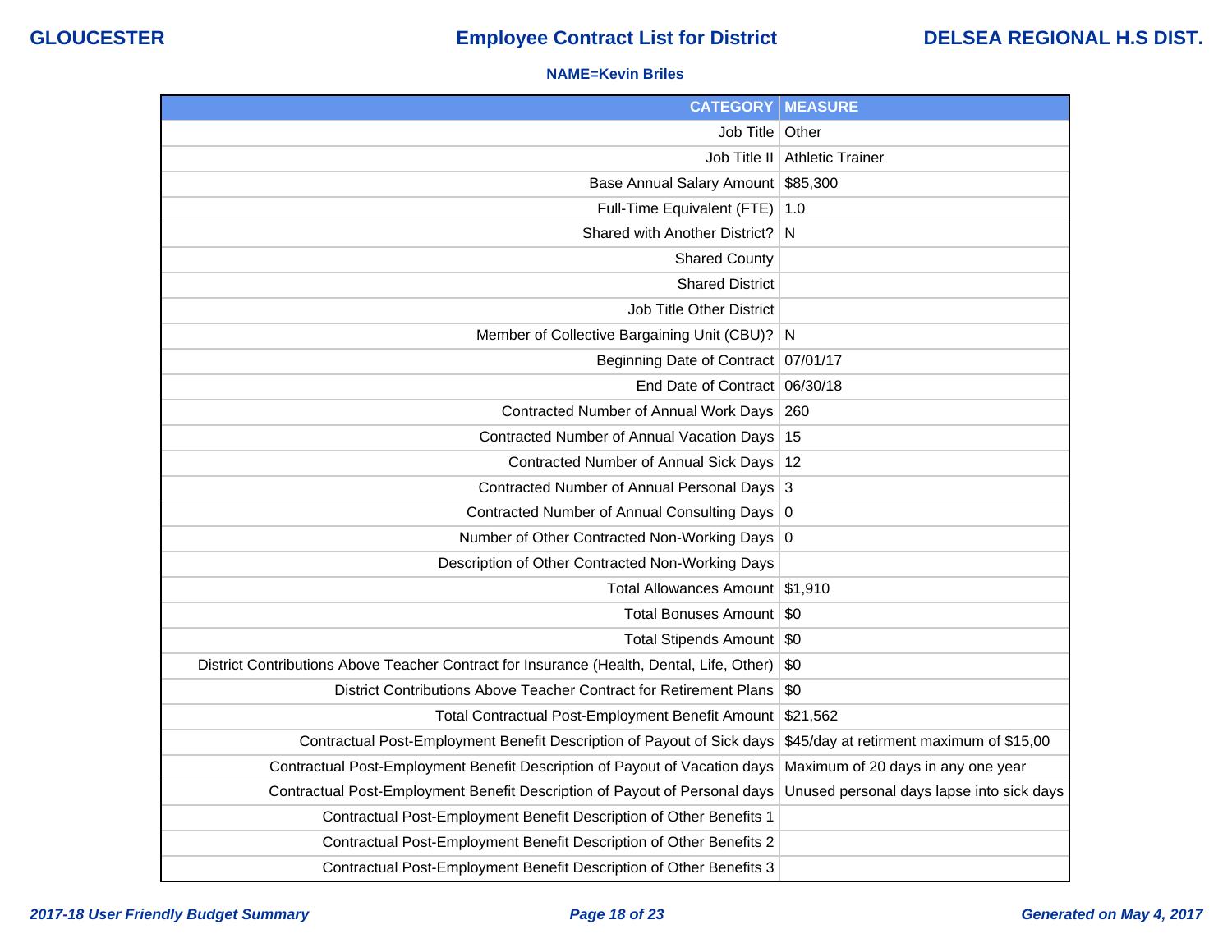GLOUCESTER | **Employee Contract List for District** | DELSEA REGIONAL H.S DIST.

**NAME=Kevin Briles**

| CATEGORY | MEASURE |
| --- | --- |
| Job Title | Other |
| Job Title II | Athletic Trainer |
| Base Annual Salary Amount | $85,300 |
| Full-Time Equivalent (FTE) | 1.0 |
| Shared with Another District? | N |
| Shared County | |
| Shared District | |
| Job Title Other District | |
| Member of Collective Bargaining Unit (CBU)? | N |
| Beginning Date of Contract | 07/01/17 |
| End Date of Contract | 06/30/18 |
| Contracted Number of Annual Work Days | 260 |
| Contracted Number of Annual Vacation Days | 15 |
| Contracted Number of Annual Sick Days | 12 |
| Contracted Number of Annual Personal Days | 3 |
| Contracted Number of Annual Consulting Days | 0 |
| Number of Other Contracted Non-Working Days | 0 |
| Description of Other Contracted Non-Working Days | |
| Total Allowances Amount | $1,910 |
| Total Bonuses Amount | $0 |
| Total Stipends Amount | $0 |
| District Contributions Above Teacher Contract for Insurance (Health, Dental, Life, Other) | $0 |
| District Contributions Above Teacher Contract for Retirement Plans | $0 |
| Total Contractual Post-Employment Benefit Amount | $21,562 |
| Contractual Post-Employment Benefit Description of Payout of Sick days | $45/day at retirment maximum of $15,00 |
| Contractual Post-Employment Benefit Description of Payout of Vacation days | Maximum of 20 days in any one year |
| Contractual Post-Employment Benefit Description of Payout of Personal days | Unused personal days lapse into sick days |
| Contractual Post-Employment Benefit Description of Other Benefits 1 | |
| Contractual Post-Employment Benefit Description of Other Benefits 2 | |
| Contractual Post-Employment Benefit Description of Other Benefits 3 | |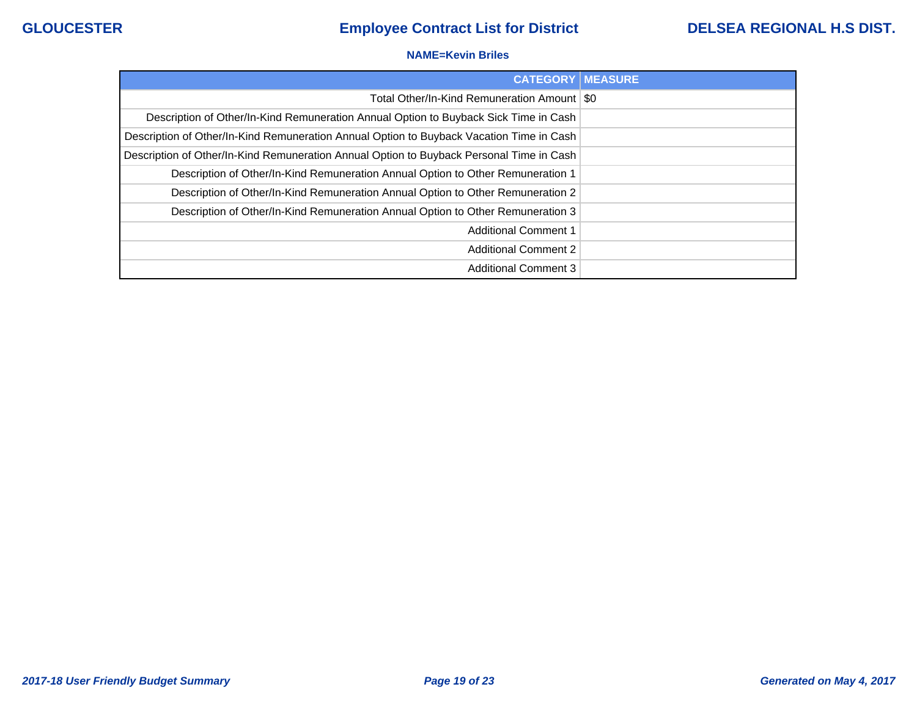**NAME=Kevin Briles**

| CATEGORY | MEASURE |
| --- | --- |
| Total Other/In-Kind Remuneration Amount | $0 |
| Description of Other/In-Kind Remuneration Annual Option to Buyback Sick Time in Cash | |
| Description of Other/In-Kind Remuneration Annual Option to Buyback Vacation Time in Cash | |
| Description of Other/In-Kind Remuneration Annual Option to Buyback Personal Time in Cash | |
| Description of Other/In-Kind Remuneration Annual Option to Other Remuneration 1 | |
| Description of Other/In-Kind Remuneration Annual Option to Other Remuneration 2 | |
| Description of Other/In-Kind Remuneration Annual Option to Other Remuneration 3 | |
| Additional Comment 1 | |
| Additional Comment 2 | |
| Additional Comment 3 | |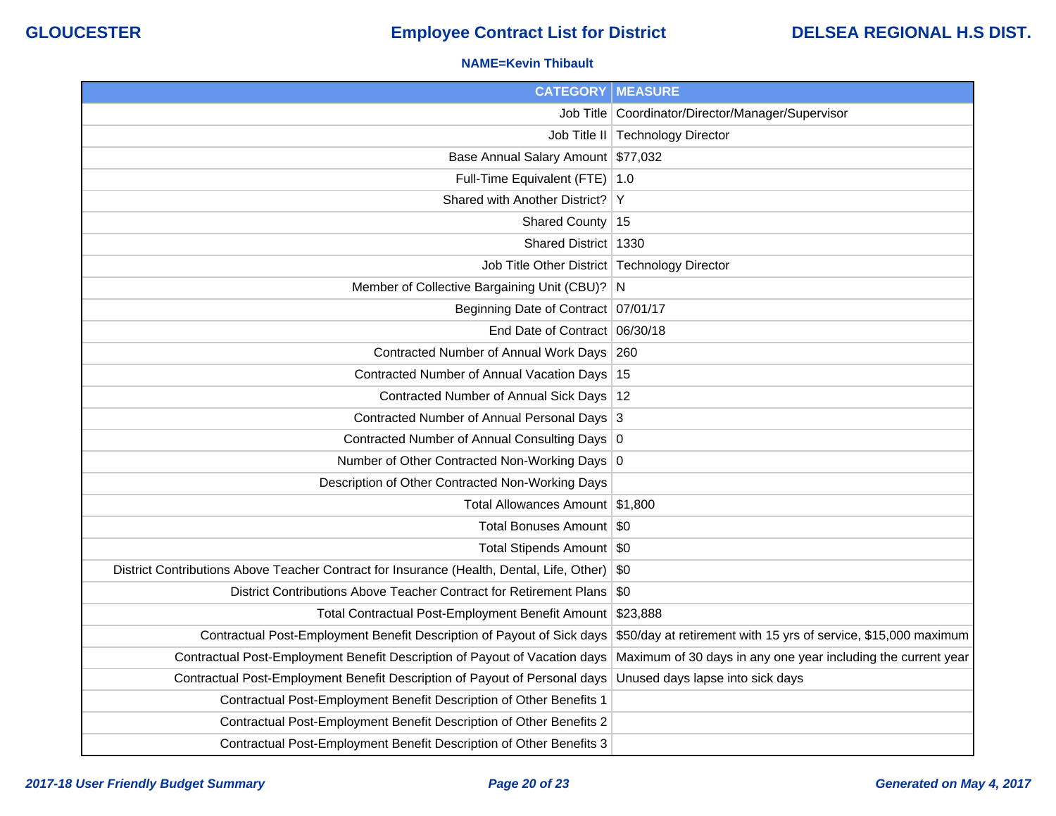# GLOUCESTER — Employee Contract List for District — DELSEA REGIONAL H.S DIST.

**NAME=Kevin Thibault**

| CATEGORY | MEASURE |
|---:|---|
| Job Title | Coordinator/Director/Manager/Supervisor |
| Job Title II | Technology Director |
| Base Annual Salary Amount | $77,032 |
| Full-Time Equivalent (FTE) | 1.0 |
| Shared with Another District? | Y |
| Shared County | 15 |
| Shared District | 1330 |
| Job Title Other District | Technology Director |
| Member of Collective Bargaining Unit (CBU)? | N |
| Beginning Date of Contract | 07/01/17 |
| End Date of Contract | 06/30/18 |
| Contracted Number of Annual Work Days | 260 |
| Contracted Number of Annual Vacation Days | 15 |
| Contracted Number of Annual Sick Days | 12 |
| Contracted Number of Annual Personal Days | 3 |
| Contracted Number of Annual Consulting Days | 0 |
| Number of Other Contracted Non-Working Days | 0 |
| Description of Other Contracted Non-Working Days | |
| Total Allowances Amount | $1,800 |
| Total Bonuses Amount | $0 |
| Total Stipends Amount | $0 |
| District Contributions Above Teacher Contract for Insurance (Health, Dental, Life, Other) | $0 |
| District Contributions Above Teacher Contract for Retirement Plans | $0 |
| Total Contractual Post-Employment Benefit Amount | $23,888 |
| Contractual Post-Employment Benefit Description of Payout of Sick days | $50/day at retirement with 15 yrs of service, $15,000 maximum |
| Contractual Post-Employment Benefit Description of Payout of Vacation days | Maximum of 30 days in any one year including the current year |
| Contractual Post-Employment Benefit Description of Payout of Personal days | Unused days lapse into sick days |
| Contractual Post-Employment Benefit Description of Other Benefits 1 | |
| Contractual Post-Employment Benefit Description of Other Benefits 2 | |
| Contractual Post-Employment Benefit Description of Other Benefits 3 | |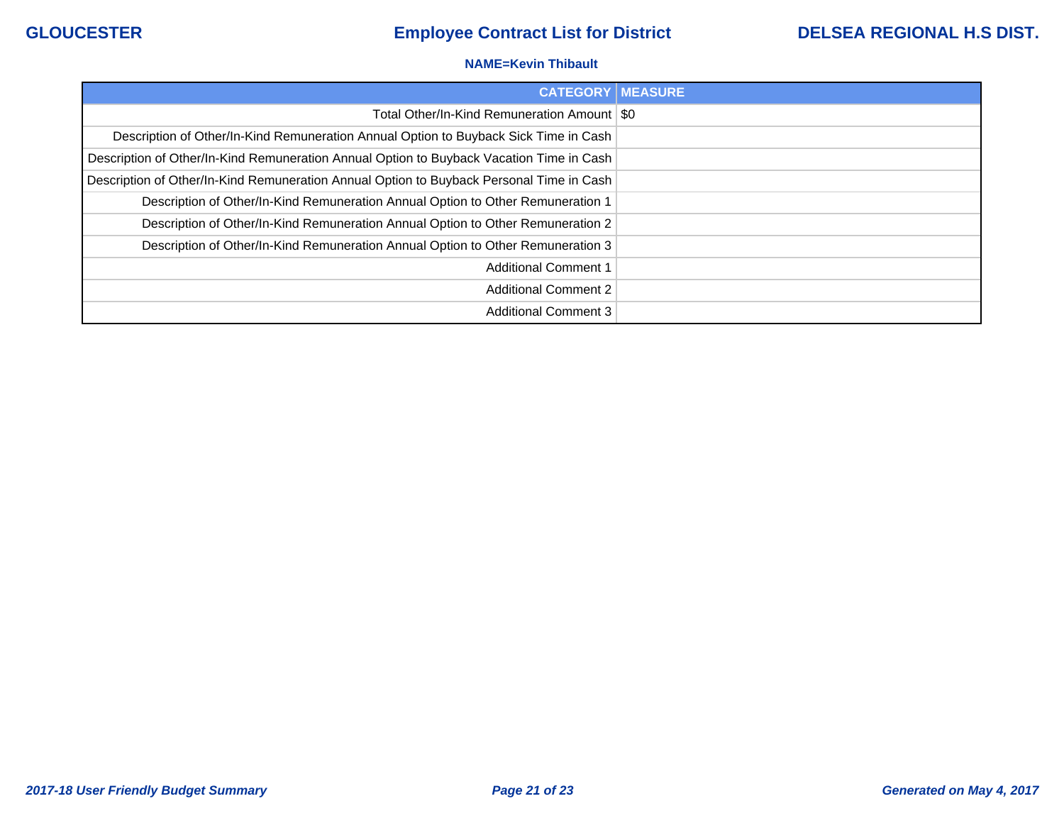**GLOUCESTER** — **Employee Contract List for District** — **DELSEA REGIONAL H.S DIST.**

**NAME=Kevin Thibault**

| CATEGORY | MEASURE |
|---|---|
| Total Other/In-Kind Remuneration Amount | $0 |
| Description of Other/In-Kind Remuneration Annual Option to Buyback Sick Time in Cash | |
| Description of Other/In-Kind Remuneration Annual Option to Buyback Vacation Time in Cash | |
| Description of Other/In-Kind Remuneration Annual Option to Buyback Personal Time in Cash | |
| Description of Other/In-Kind Remuneration Annual Option to Other Remuneration 1 | |
| Description of Other/In-Kind Remuneration Annual Option to Other Remuneration 2 | |
| Description of Other/In-Kind Remuneration Annual Option to Other Remuneration 3 | |
| Additional Comment 1 | |
| Additional Comment 2 | |
| Additional Comment 3 | |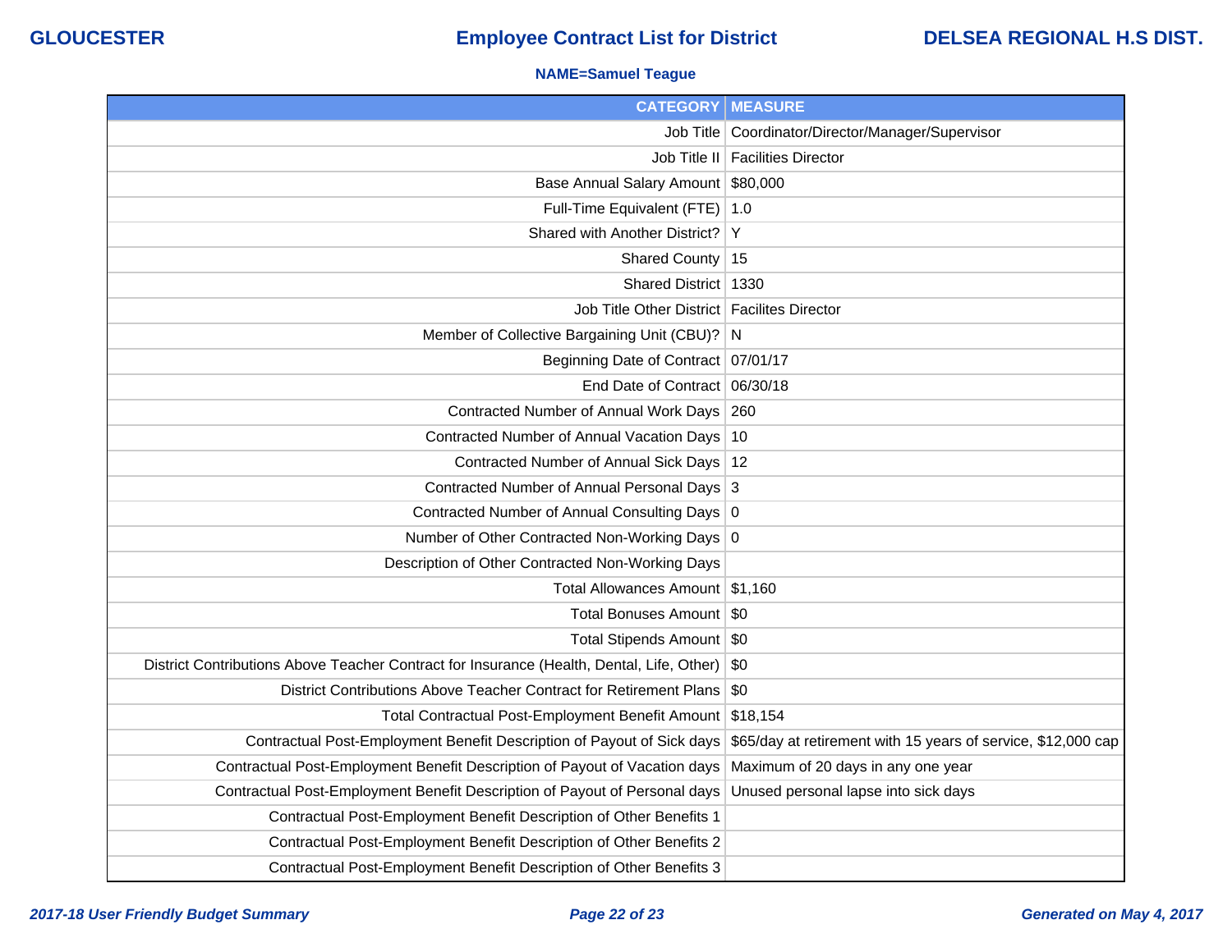GLOUCESTER

# Employee Contract List for District

DELSEA REGIONAL H.S DIST.

**NAME=Samuel Teague**

| CATEGORY | MEASURE |
|---|---|
| Job Title | Coordinator/Director/Manager/Supervisor |
| Job Title II | Facilities Director |
| Base Annual Salary Amount | $80,000 |
| Full-Time Equivalent (FTE) | 1.0 |
| Shared with Another District? | Y |
| Shared County | 15 |
| Shared District | 1330 |
| Job Title Other District | Facilites Director |
| Member of Collective Bargaining Unit (CBU)? | N |
| Beginning Date of Contract | 07/01/17 |
| End Date of Contract | 06/30/18 |
| Contracted Number of Annual Work Days | 260 |
| Contracted Number of Annual Vacation Days | 10 |
| Contracted Number of Annual Sick Days | 12 |
| Contracted Number of Annual Personal Days | 3 |
| Contracted Number of Annual Consulting Days | 0 |
| Number of Other Contracted Non-Working Days | 0 |
| Description of Other Contracted Non-Working Days | |
| Total Allowances Amount | $1,160 |
| Total Bonuses Amount | $0 |
| Total Stipends Amount | $0 |
| District Contributions Above Teacher Contract for Insurance (Health, Dental, Life, Other) | $0 |
| District Contributions Above Teacher Contract for Retirement Plans | $0 |
| Total Contractual Post-Employment Benefit Amount | $18,154 |
| Contractual Post-Employment Benefit Description of Payout of Sick days | $65/day at retirement with 15 years of service, $12,000 cap |
| Contractual Post-Employment Benefit Description of Payout of Vacation days | Maximum of 20 days in any one year |
| Contractual Post-Employment Benefit Description of Payout of Personal days | Unused personal lapse into sick days |
| Contractual Post-Employment Benefit Description of Other Benefits 1 | |
| Contractual Post-Employment Benefit Description of Other Benefits 2 | |
| Contractual Post-Employment Benefit Description of Other Benefits 3 | |

*2017-18 User Friendly Budget Summary* *Generated on May 4, 2017*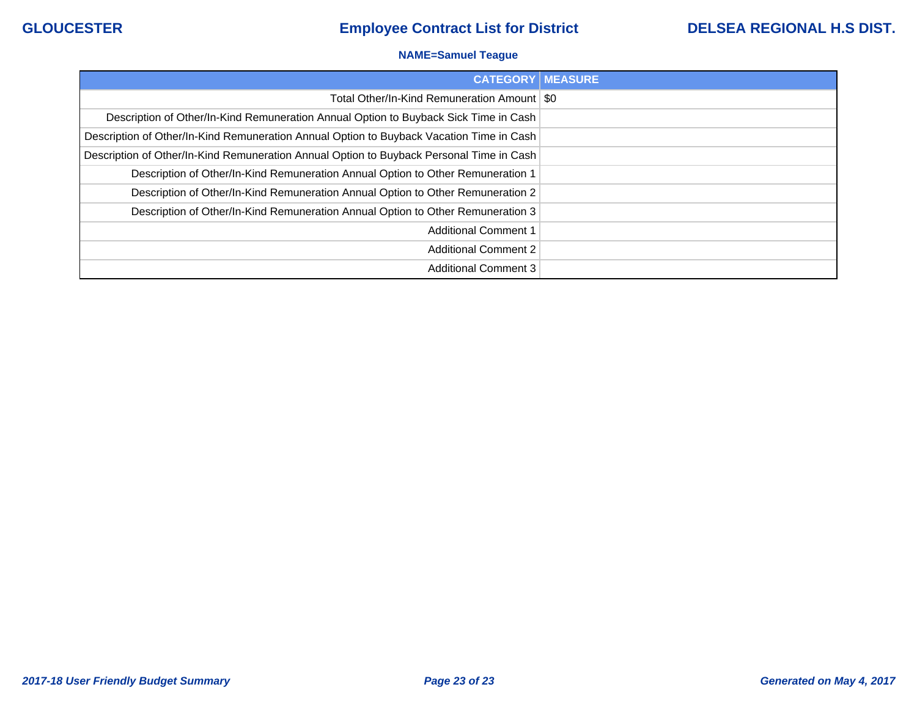NAME=Samuel Teague

| CATEGORY | MEASURE |
|---|---|
| Total Other/In-Kind Remuneration Amount | $0 |
| Description of Other/In-Kind Remuneration Annual Option to Buyback Sick Time in Cash | |
| Description of Other/In-Kind Remuneration Annual Option to Buyback Vacation Time in Cash | |
| Description of Other/In-Kind Remuneration Annual Option to Buyback Personal Time in Cash | |
| Description of Other/In-Kind Remuneration Annual Option to Other Remuneration 1 | |
| Description of Other/In-Kind Remuneration Annual Option to Other Remuneration 2 | |
| Description of Other/In-Kind Remuneration Annual Option to Other Remuneration 3 | |
| Additional Comment 1 | |
| Additional Comment 2 | |
| Additional Comment 3 | |